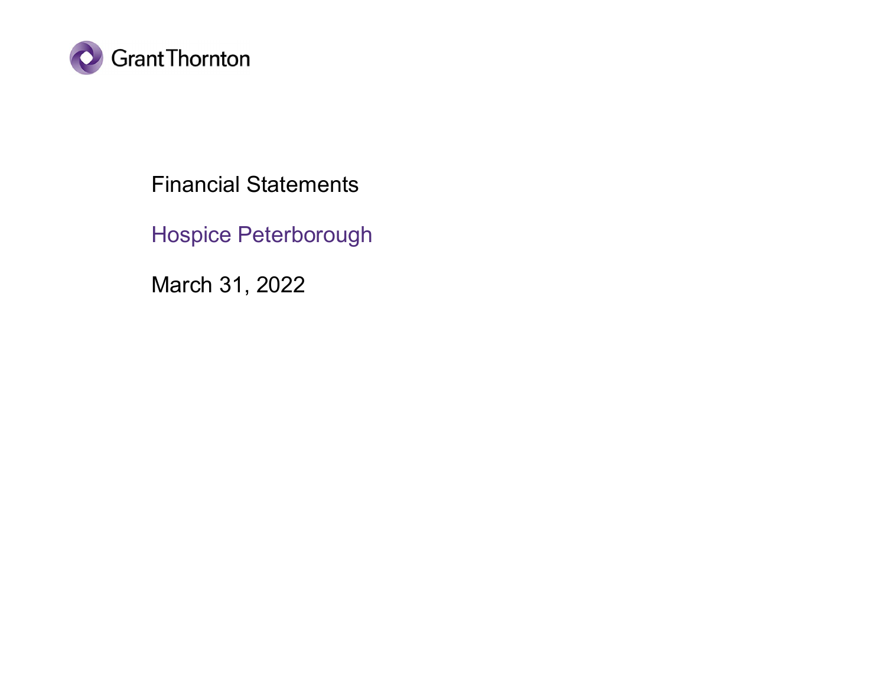Grant Thornton

# Financial Statements

## Hospice Peterborough

March 31, 2022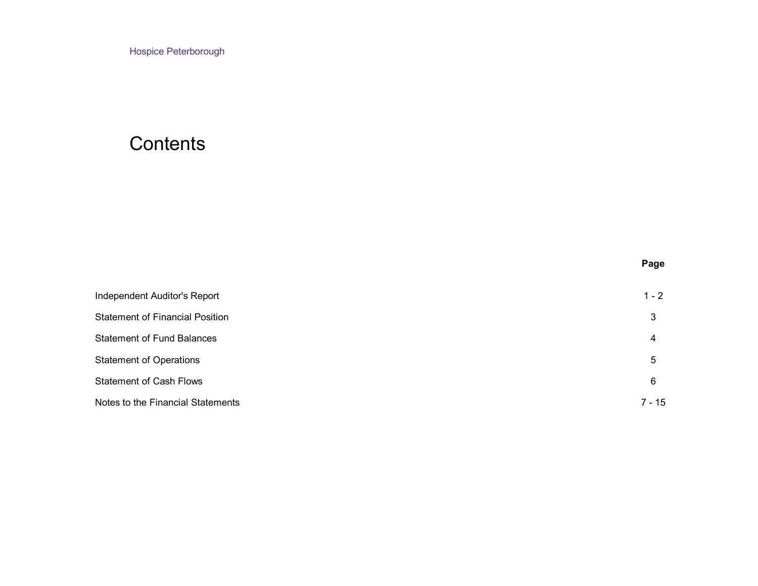Hospice Peterborough

# Contents

| | Page |
|---|---|
| Independent Auditor's Report | 1 - 2 |
| Statement of Financial Position | 3 |
| Statement of Fund Balances | 4 |
| Statement of Operations | 5 |
| Statement of Cash Flows | 6 |
| Notes to the Financial Statements | 7 - 15 |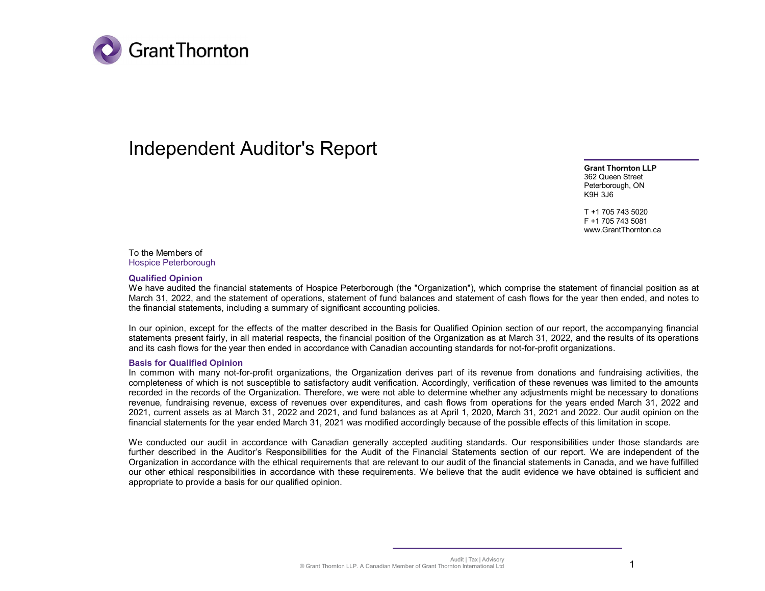# Independent Auditor's Report

**Grant Thornton LLP**
362 Queen Street
Peterborough, ON
K9H 3J6

T +1 705 743 5020
F +1 705 743 5081
www.GrantThornton.ca

To the Members of
Hospice Peterborough

### Qualified Opinion

We have audited the financial statements of Hospice Peterborough (the "Organization"), which comprise the statement of financial position as at March 31, 2022, and the statement of operations, statement of fund balances and statement of cash flows for the year then ended, and notes to the financial statements, including a summary of significant accounting policies.

In our opinion, except for the effects of the matter described in the Basis for Qualified Opinion section of our report, the accompanying financial statements present fairly, in all material respects, the financial position of the Organization as at March 31, 2022, and the results of its operations and its cash flows for the year then ended in accordance with Canadian accounting standards for not-for-profit organizations.

### Basis for Qualified Opinion

In common with many not-for-profit organizations, the Organization derives part of its revenue from donations and fundraising activities, the completeness of which is not susceptible to satisfactory audit verification. Accordingly, verification of these revenues was limited to the amounts recorded in the records of the Organization. Therefore, we were not able to determine whether any adjustments might be necessary to donations revenue, fundraising revenue, excess of revenues over expenditures, and cash flows from operations for the years ended March 31, 2022 and 2021, current assets as at March 31, 2022 and 2021, and fund balances as at April 1, 2020, March 31, 2021 and 2022. Our audit opinion on the financial statements for the year ended March 31, 2021 was modified accordingly because of the possible effects of this limitation in scope.

We conducted our audit in accordance with Canadian generally accepted auditing standards. Our responsibilities under those standards are further described in the Auditor's Responsibilities for the Audit of the Financial Statements section of our report. We are independent of the Organization in accordance with the ethical requirements that are relevant to our audit of the financial statements in Canada, and we have fulfilled our other ethical responsibilities in accordance with these requirements. We believe that the audit evidence we have obtained is sufficient and appropriate to provide a basis for our qualified opinion.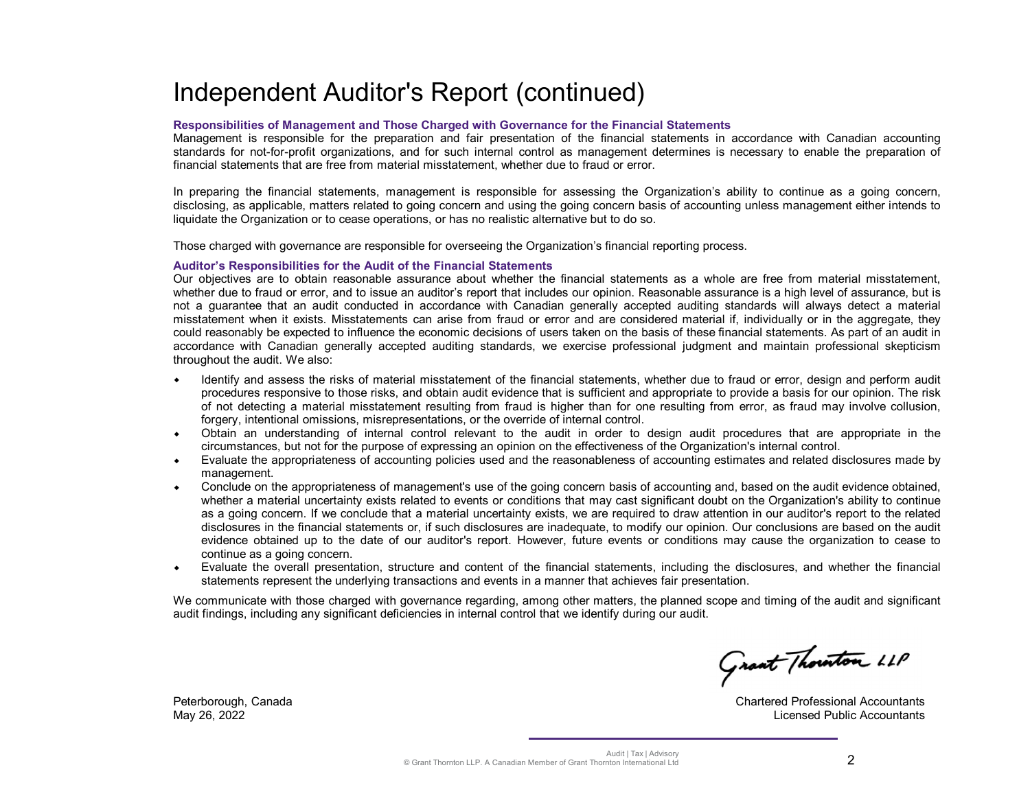# Independent Auditor's Report (continued)

### Responsibilities of Management and Those Charged with Governance for the Financial Statements

Management is responsible for the preparation and fair presentation of the financial statements in accordance with Canadian accounting standards for not-for-profit organizations, and for such internal control as management determines is necessary to enable the preparation of financial statements that are free from material misstatement, whether due to fraud or error.

In preparing the financial statements, management is responsible for assessing the Organization's ability to continue as a going concern, disclosing, as applicable, matters related to going concern and using the going concern basis of accounting unless management either intends to liquidate the Organization or to cease operations, or has no realistic alternative but to do so.

Those charged with governance are responsible for overseeing the Organization's financial reporting process.

### Auditor's Responsibilities for the Audit of the Financial Statements

Our objectives are to obtain reasonable assurance about whether the financial statements as a whole are free from material misstatement, whether due to fraud or error, and to issue an auditor's report that includes our opinion. Reasonable assurance is a high level of assurance, but is not a guarantee that an audit conducted in accordance with Canadian generally accepted auditing standards will always detect a material misstatement when it exists. Misstatements can arise from fraud or error and are considered material if, individually or in the aggregate, they could reasonably be expected to influence the economic decisions of users taken on the basis of these financial statements. As part of an audit in accordance with Canadian generally accepted auditing standards, we exercise professional judgment and maintain professional skepticism throughout the audit. We also:

- Identify and assess the risks of material misstatement of the financial statements, whether due to fraud or error, design and perform audit procedures responsive to those risks, and obtain audit evidence that is sufficient and appropriate to provide a basis for our opinion. The risk of not detecting a material misstatement resulting from fraud is higher than for one resulting from error, as fraud may involve collusion, forgery, intentional omissions, misrepresentations, or the override of internal control.
- Obtain an understanding of internal control relevant to the audit in order to design audit procedures that are appropriate in the circumstances, but not for the purpose of expressing an opinion on the effectiveness of the Organization's internal control.
- Evaluate the appropriateness of accounting policies used and the reasonableness of accounting estimates and related disclosures made by management.
- Conclude on the appropriateness of management's use of the going concern basis of accounting and, based on the audit evidence obtained, whether a material uncertainty exists related to events or conditions that may cast significant doubt on the Organization's ability to continue as a going concern. If we conclude that a material uncertainty exists, we are required to draw attention in our auditor's report to the related disclosures in the financial statements or, if such disclosures are inadequate, to modify our opinion. Our conclusions are based on the audit evidence obtained up to the date of our auditor's report. However, future events or conditions may cause the organization to cease to continue as a going concern.
- Evaluate the overall presentation, structure and content of the financial statements, including the disclosures, and whether the financial statements represent the underlying transactions and events in a manner that achieves fair presentation.

We communicate with those charged with governance regarding, among other matters, the planned scope and timing of the audit and significant audit findings, including any significant deficiencies in internal control that we identify during our audit.

Grant Thornton LLP

Peterborough, Canada
May 26, 2022

Chartered Professional Accountants
Licensed Public Accountants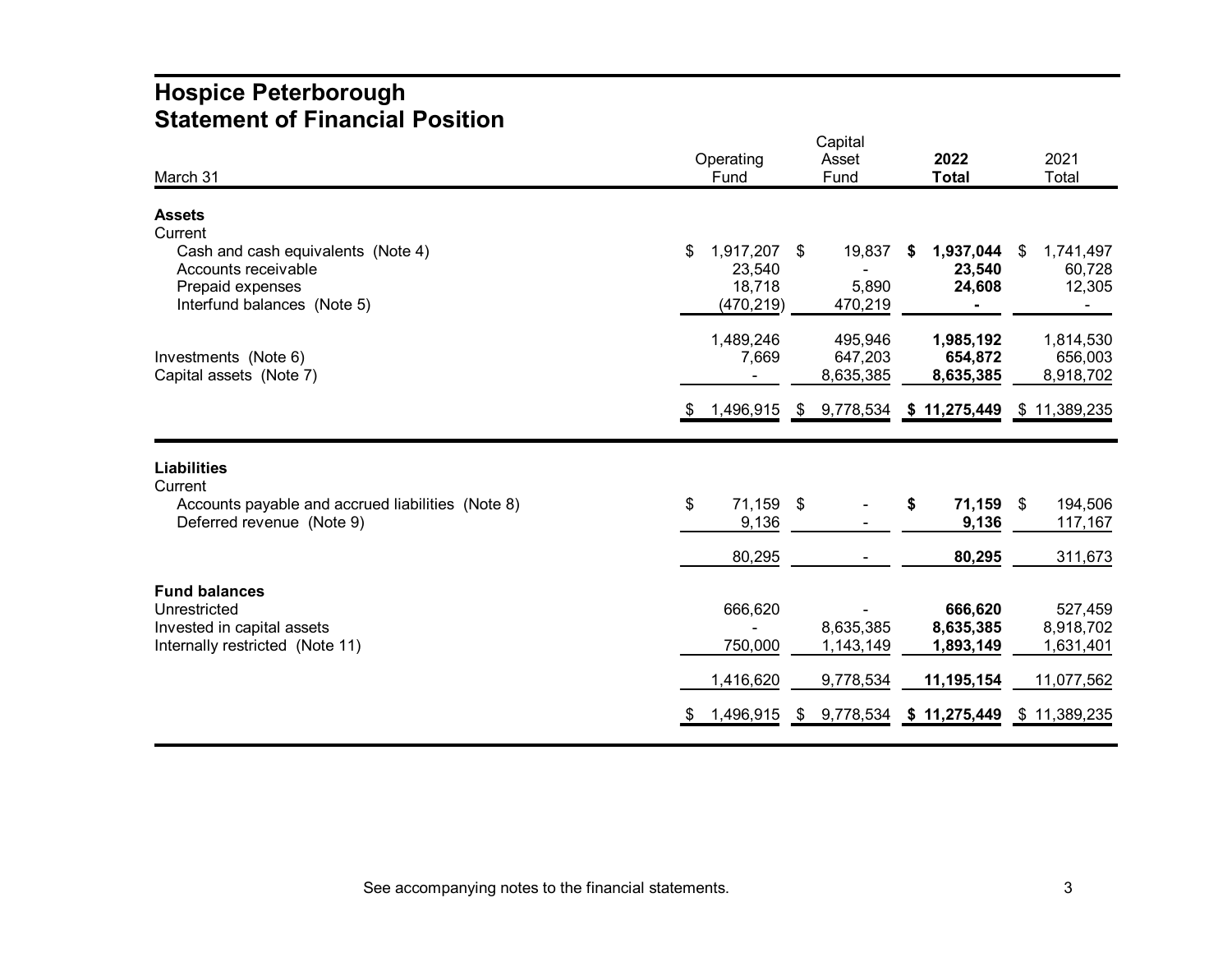# Hospice Peterborough
## Statement of Financial Position

| March 31 | Operating Fund | Capital Asset Fund | **2022 Total** | 2021 Total |
|---|---|---|---|---|
| **Assets** | | | | |
| Current | | | | |
| Cash and cash equivalents (Note 4) | $ 1,917,207 | $ 19,837 | **$ 1,937,044** | $ 1,741,497 |
| Accounts receivable | 23,540 | - | **23,540** | 60,728 |
| Prepaid expenses | 18,718 | 5,890 | **24,608** | 12,305 |
| Interfund balances (Note 5) | (470,219) | 470,219 | **-** | - |
| | 1,489,246 | 495,946 | **1,985,192** | 1,814,530 |
| Investments (Note 6) | 7,669 | 647,203 | **654,872** | 656,003 |
| Capital assets (Note 7) | - | 8,635,385 | **8,635,385** | 8,918,702 |
| | $ 1,496,915 | $ 9,778,534 | **$ 11,275,449** | $ 11,389,235 |
| **Liabilities** | | | | |
| Current | | | | |
| Accounts payable and accrued liabilities (Note 8) | $ 71,159 | $ - | **$ 71,159** | $ 194,506 |
| Deferred revenue (Note 9) | 9,136 | - | **9,136** | 117,167 |
| | 80,295 | - | **80,295** | 311,673 |
| **Fund balances** | | | | |
| Unrestricted | 666,620 | - | **666,620** | 527,459 |
| Invested in capital assets | - | 8,635,385 | **8,635,385** | 8,918,702 |
| Internally restricted (Note 11) | 750,000 | 1,143,149 | **1,893,149** | 1,631,401 |
| | 1,416,620 | 9,778,534 | **11,195,154** | 11,077,562 |
| | $ 1,496,915 | $ 9,778,534 | **$ 11,275,449** | $ 11,389,235 |

See accompanying notes to the financial statements.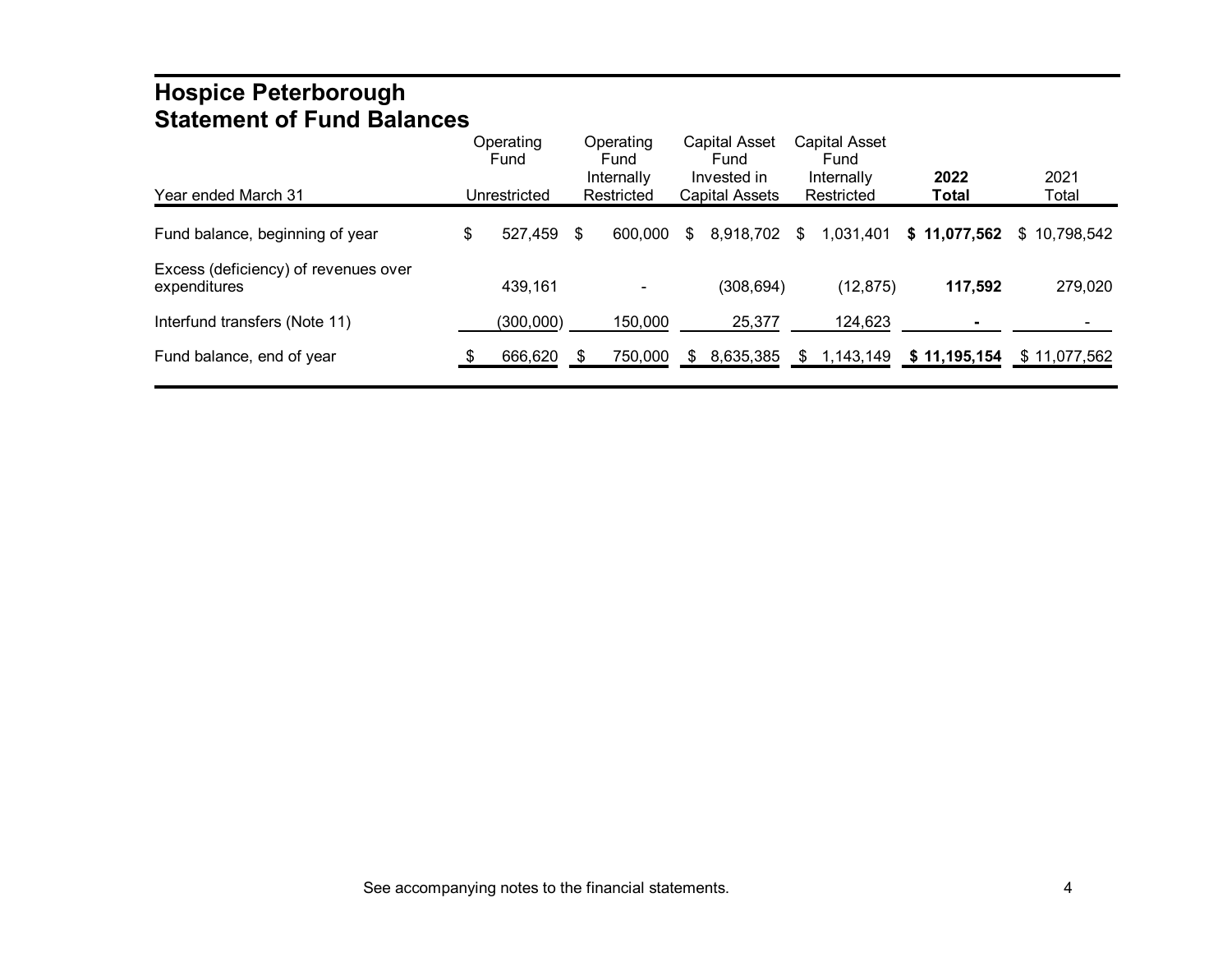# Hospice Peterborough
## Statement of Fund Balances

| Year ended March 31 | Operating Fund Unrestricted | Operating Fund Internally Restricted | Capital Asset Fund Invested in Capital Assets | Capital Asset Fund Internally Restricted | **2022 Total** | 2021 Total |
|---|---|---|---|---|---|---|
| Fund balance, beginning of year | $ 527,459 | $ 600,000 | $ 8,918,702 | $ 1,031,401 | **$ 11,077,562** | $ 10,798,542 |
| Excess (deficiency) of revenues over expenditures | 439,161 | - | (308,694) | (12,875) | **117,592** | 279,020 |
| Interfund transfers (Note 11) | (300,000) | 150,000 | 25,377 | 124,623 | **-** | - |
| Fund balance, end of year | $ 666,620 | $ 750,000 | $ 8,635,385 | $ 1,143,149 | **$ 11,195,154** | $ 11,077,562 |

See accompanying notes to the financial statements.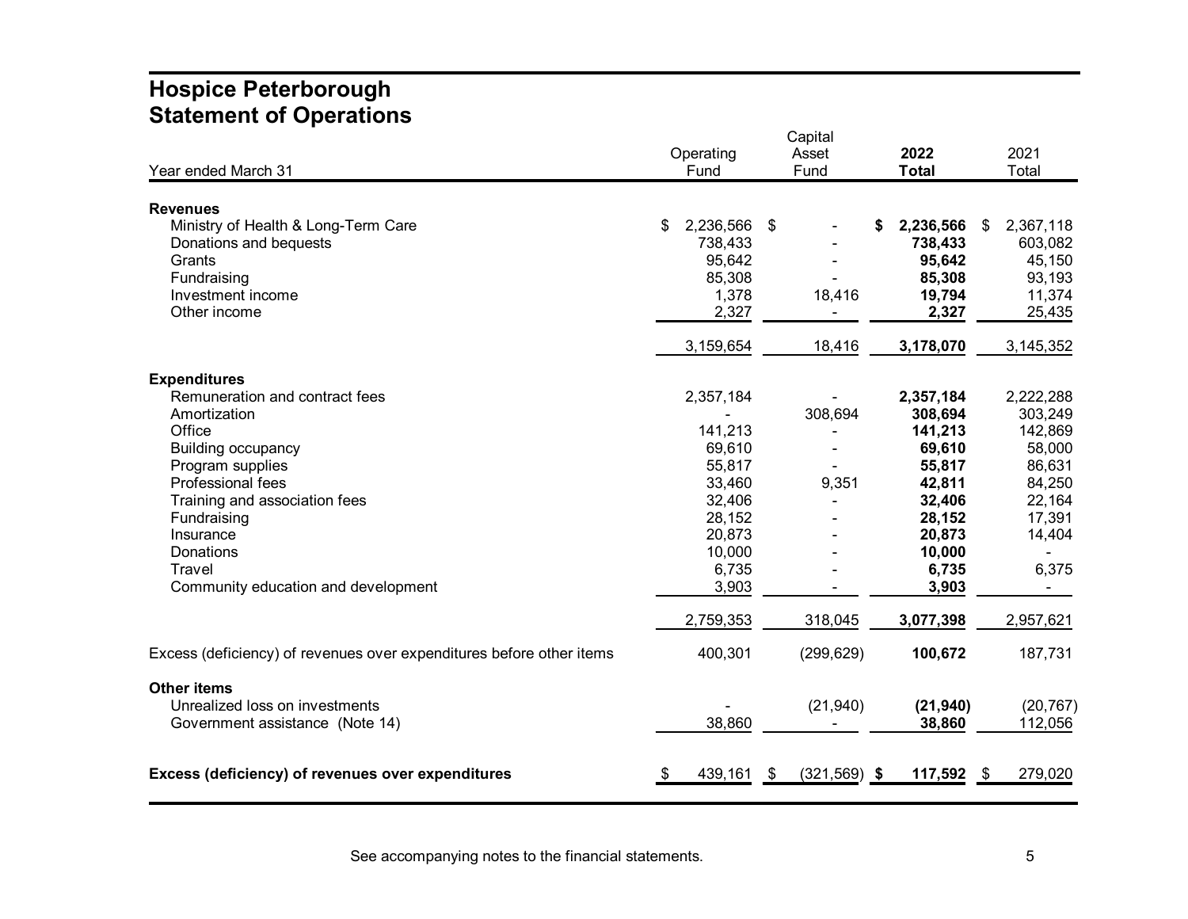# Hospice Peterborough
## Statement of Operations

| Year ended March 31 | Operating Fund | Capital Asset Fund | **2022 Total** | 2021 Total |
|---|---|---|---|---|
| **Revenues** | | | | |
| Ministry of Health & Long-Term Care | $ 2,236,566 | $ - | **$ 2,236,566** | $ 2,367,118 |
| Donations and bequests | 738,433 | - | **738,433** | 603,082 |
| Grants | 95,642 | - | **95,642** | 45,150 |
| Fundraising | 85,308 | - | **85,308** | 93,193 |
| Investment income | 1,378 | 18,416 | **19,794** | 11,374 |
| Other income | 2,327 | - | **2,327** | 25,435 |
| | 3,159,654 | 18,416 | **3,178,070** | 3,145,352 |
| **Expenditures** | | | | |
| Remuneration and contract fees | 2,357,184 | - | **2,357,184** | 2,222,288 |
| Amortization | - | 308,694 | **308,694** | 303,249 |
| Office | 141,213 | - | **141,213** | 142,869 |
| Building occupancy | 69,610 | - | **69,610** | 58,000 |
| Program supplies | 55,817 | - | **55,817** | 86,631 |
| Professional fees | 33,460 | 9,351 | **42,811** | 84,250 |
| Training and association fees | 32,406 | - | **32,406** | 22,164 |
| Fundraising | 28,152 | - | **28,152** | 17,391 |
| Insurance | 20,873 | - | **20,873** | 14,404 |
| Donations | 10,000 | - | **10,000** | - |
| Travel | 6,735 | - | **6,735** | 6,375 |
| Community education and development | 3,903 | - | **3,903** | - |
| | 2,759,353 | 318,045 | **3,077,398** | 2,957,621 |
| Excess (deficiency) of revenues over expenditures before other items | 400,301 | (299,629) | **100,672** | 187,731 |
| **Other items** | | | | |
| Unrealized loss on investments | - | (21,940) | **(21,940)** | (20,767) |
| Government assistance (Note 14) | 38,860 | - | **38,860** | 112,056 |
| **Excess (deficiency) of revenues over expenditures** | $ 439,161 | $ (321,569) | **$ 117,592** | $ 279,020 |

See accompanying notes to the financial statements.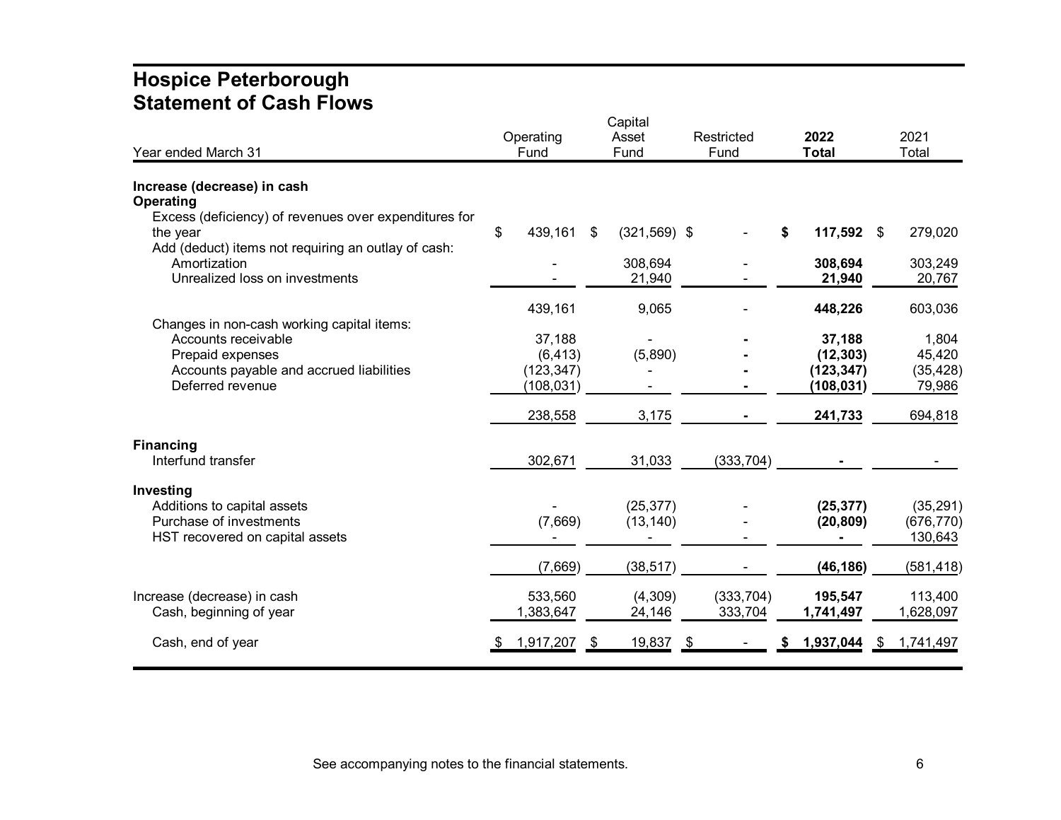# Hospice Peterborough
# Statement of Cash Flows

| Year ended March 31 | Operating Fund | Capital Asset Fund | Restricted Fund | **2022 Total** | 2021 Total |
|---|---|---|---|---|---|
| **Increase (decrease) in cash** | | | | | |
| **Operating** | | | | | |
| Excess (deficiency) of revenues over expenditures for the year | $ 439,161 | $ (321,569) | $ - | **$ 117,592** | $ 279,020 |
| Add (deduct) items not requiring an outlay of cash: | | | | | |
| Amortization | - | 308,694 | - | **308,694** | 303,249 |
| Unrealized loss on investments | - | 21,940 | - | **21,940** | 20,767 |
| | 439,161 | 9,065 | - | **448,226** | 603,036 |
| Changes in non-cash working capital items: | | | | | |
| Accounts receivable | 37,188 | - | **-** | **37,188** | 1,804 |
| Prepaid expenses | (6,413) | (5,890) | **-** | **(12,303)** | 45,420 |
| Accounts payable and accrued liabilities | (123,347) | - | **-** | **(123,347)** | (35,428) |
| Deferred revenue | (108,031) | - | **-** | **(108,031)** | 79,986 |
| | 238,558 | 3,175 | **-** | **241,733** | 694,818 |
| **Financing** | | | | | |
| Interfund transfer | 302,671 | 31,033 | (333,704) | **-** | - |
| **Investing** | | | | | |
| Additions to capital assets | - | (25,377) | - | **(25,377)** | (35,291) |
| Purchase of investments | (7,669) | (13,140) | - | **(20,809)** | (676,770) |
| HST recovered on capital assets | - | - | - | **-** | 130,643 |
| | (7,669) | (38,517) | - | **(46,186)** | (581,418) |
| Increase (decrease) in cash | 533,560 | (4,309) | (333,704) | **195,547** | 113,400 |
| Cash, beginning of year | 1,383,647 | 24,146 | 333,704 | **1,741,497** | 1,628,097 |
| Cash, end of year | $ 1,917,207 | $ 19,837 | $ - | **$ 1,937,044** | $ 1,741,497 |

See accompanying notes to the financial statements.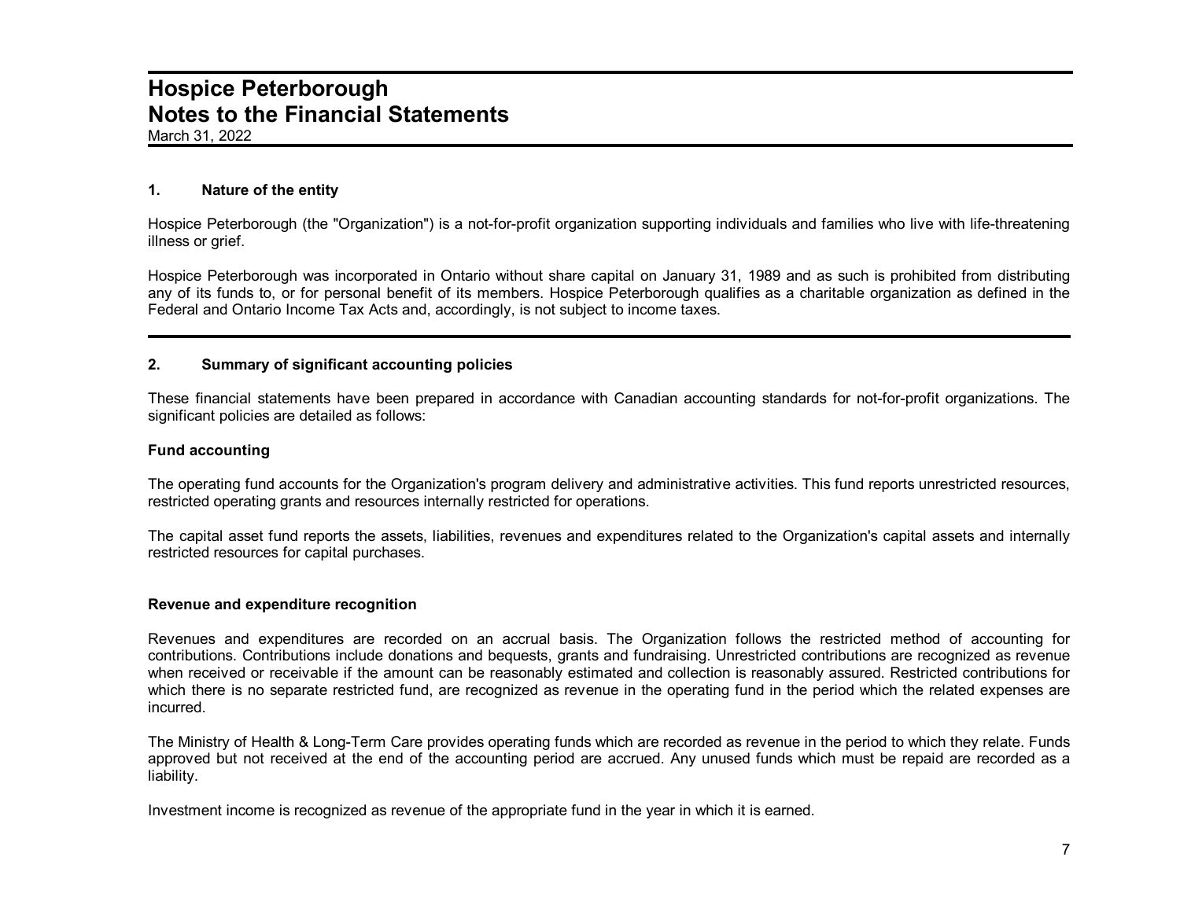# Hospice Peterborough
# Notes to the Financial Statements

March 31, 2022

### 1. Nature of the entity

Hospice Peterborough (the "Organization") is a not-for-profit organization supporting individuals and families who live with life-threatening illness or grief.

Hospice Peterborough was incorporated in Ontario without share capital on January 31, 1989 and as such is prohibited from distributing any of its funds to, or for personal benefit of its members. Hospice Peterborough qualifies as a charitable organization as defined in the Federal and Ontario Income Tax Acts and, accordingly, is not subject to income taxes.

### 2. Summary of significant accounting policies

These financial statements have been prepared in accordance with Canadian accounting standards for not-for-profit organizations. The significant policies are detailed as follows:

**Fund accounting**

The operating fund accounts for the Organization's program delivery and administrative activities. This fund reports unrestricted resources, restricted operating grants and resources internally restricted for operations.

The capital asset fund reports the assets, liabilities, revenues and expenditures related to the Organization's capital assets and internally restricted resources for capital purchases.

**Revenue and expenditure recognition**

Revenues and expenditures are recorded on an accrual basis. The Organization follows the restricted method of accounting for contributions. Contributions include donations and bequests, grants and fundraising. Unrestricted contributions are recognized as revenue when received or receivable if the amount can be reasonably estimated and collection is reasonably assured. Restricted contributions for which there is no separate restricted fund, are recognized as revenue in the operating fund in the period which the related expenses are incurred.

The Ministry of Health & Long-Term Care provides operating funds which are recorded as revenue in the period to which they relate. Funds approved but not received at the end of the accounting period are accrued. Any unused funds which must be repaid are recorded as a liability.

Investment income is recognized as revenue of the appropriate fund in the year in which it is earned.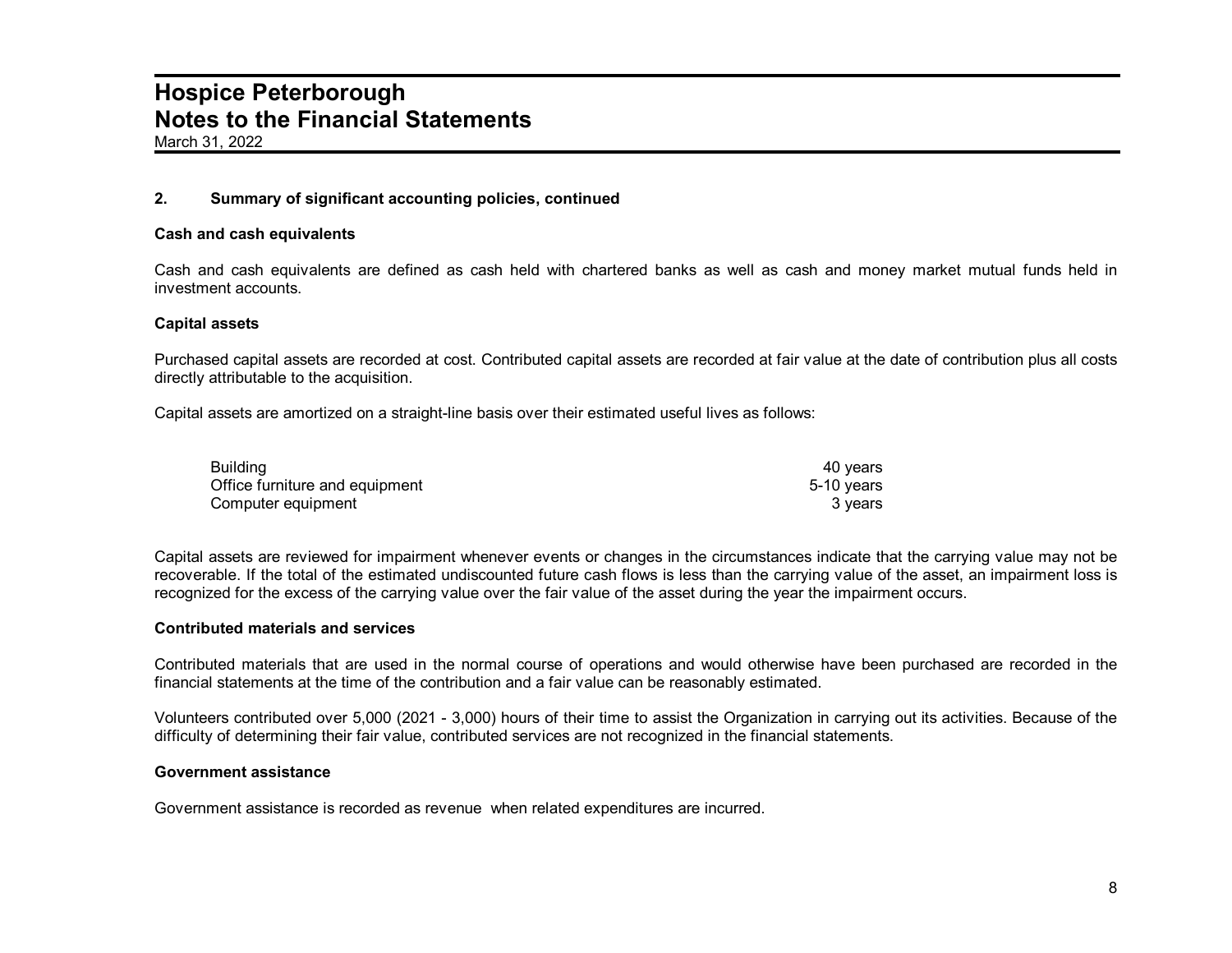# Hospice Peterborough
# Notes to the Financial Statements
March 31, 2022

**2. Summary of significant accounting policies, continued**

**Cash and cash equivalents**

Cash and cash equivalents are defined as cash held with chartered banks as well as cash and money market mutual funds held in investment accounts.

**Capital assets**

Purchased capital assets are recorded at cost. Contributed capital assets are recorded at fair value at the date of contribution plus all costs directly attributable to the acquisition.

Capital assets are amortized on a straight-line basis over their estimated useful lives as follows:

| | |
|---|---|
| Building | 40 years |
| Office furniture and equipment | 5-10 years |
| Computer equipment | 3 years |

Capital assets are reviewed for impairment whenever events or changes in the circumstances indicate that the carrying value may not be recoverable. If the total of the estimated undiscounted future cash flows is less than the carrying value of the asset, an impairment loss is recognized for the excess of the carrying value over the fair value of the asset during the year the impairment occurs.

**Contributed materials and services**

Contributed materials that are used in the normal course of operations and would otherwise have been purchased are recorded in the financial statements at the time of the contribution and a fair value can be reasonably estimated.

Volunteers contributed over 5,000 (2021 - 3,000) hours of their time to assist the Organization in carrying out its activities. Because of the difficulty of determining their fair value, contributed services are not recognized in the financial statements.

**Government assistance**

Government assistance is recorded as revenue when related expenditures are incurred.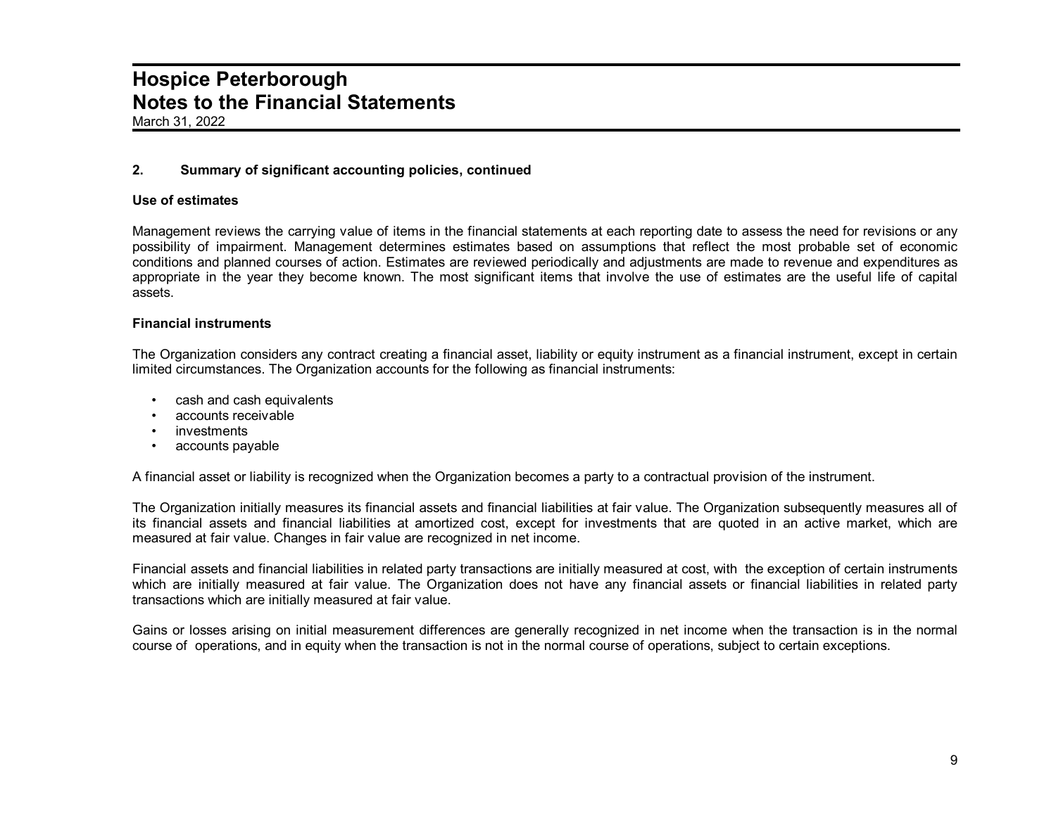## 2. Summary of significant accounting policies, continued

### Use of estimates

Management reviews the carrying value of items in the financial statements at each reporting date to assess the need for revisions or any possibility of impairment. Management determines estimates based on assumptions that reflect the most probable set of economic conditions and planned courses of action. Estimates are reviewed periodically and adjustments are made to revenue and expenditures as appropriate in the year they become known. The most significant items that involve the use of estimates are the useful life of capital assets.

### Financial instruments

The Organization considers any contract creating a financial asset, liability or equity instrument as a financial instrument, except in certain limited circumstances. The Organization accounts for the following as financial instruments:

- cash and cash equivalents
- accounts receivable
- investments
- accounts payable

A financial asset or liability is recognized when the Organization becomes a party to a contractual provision of the instrument.

The Organization initially measures its financial assets and financial liabilities at fair value. The Organization subsequently measures all of its financial assets and financial liabilities at amortized cost, except for investments that are quoted in an active market, which are measured at fair value. Changes in fair value are recognized in net income.

Financial assets and financial liabilities in related party transactions are initially measured at cost, with the exception of certain instruments which are initially measured at fair value. The Organization does not have any financial assets or financial liabilities in related party transactions which are initially measured at fair value.

Gains or losses arising on initial measurement differences are generally recognized in net income when the transaction is in the normal course of operations, and in equity when the transaction is not in the normal course of operations, subject to certain exceptions.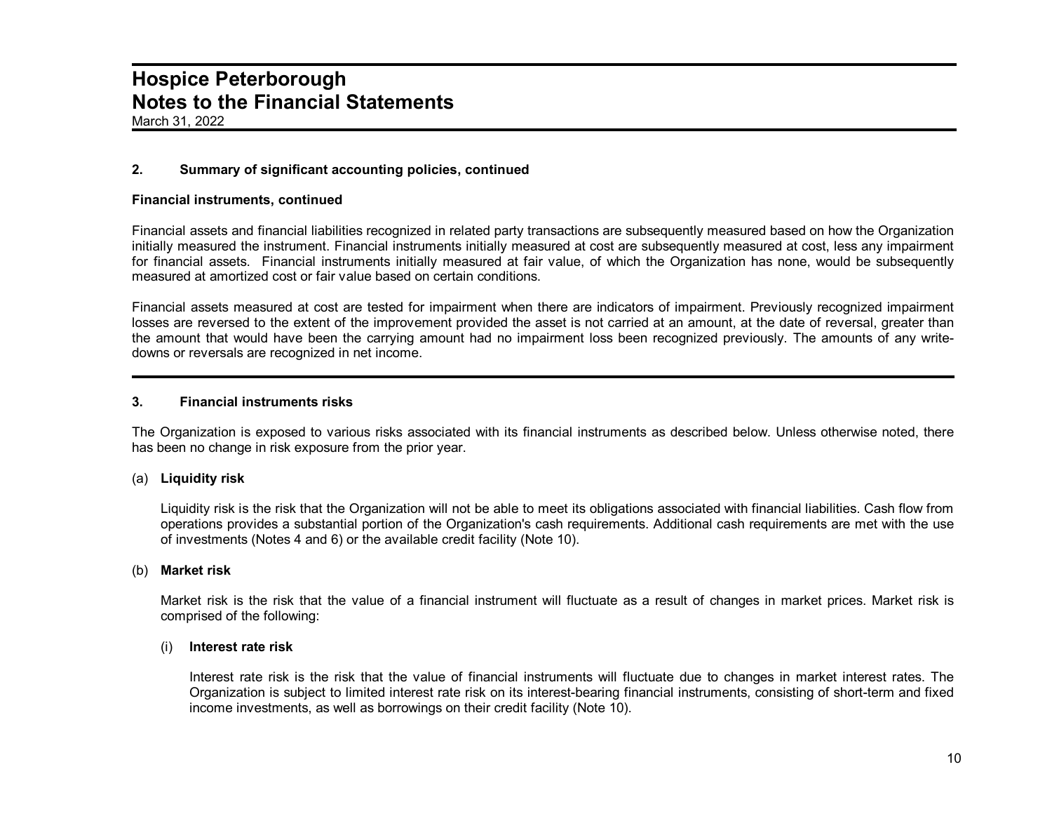## 2. Summary of significant accounting policies, continued

**Financial instruments, continued**

Financial assets and financial liabilities recognized in related party transactions are subsequently measured based on how the Organization initially measured the instrument. Financial instruments initially measured at cost are subsequently measured at cost, less any impairment for financial assets. Financial instruments initially measured at fair value, of which the Organization has none, would be subsequently measured at amortized cost or fair value based on certain conditions.

Financial assets measured at cost are tested for impairment when there are indicators of impairment. Previously recognized impairment losses are reversed to the extent of the improvement provided the asset is not carried at an amount, at the date of reversal, greater than the amount that would have been the carrying amount had no impairment loss been recognized previously. The amounts of any write-downs or reversals are recognized in net income.

## 3. Financial instruments risks

The Organization is exposed to various risks associated with its financial instruments as described below. Unless otherwise noted, there has been no change in risk exposure from the prior year.

(a) **Liquidity risk**

Liquidity risk is the risk that the Organization will not be able to meet its obligations associated with financial liabilities. Cash flow from operations provides a substantial portion of the Organization's cash requirements. Additional cash requirements are met with the use of investments (Notes 4 and 6) or the available credit facility (Note 10).

(b) **Market risk**

Market risk is the risk that the value of a financial instrument will fluctuate as a result of changes in market prices. Market risk is comprised of the following:

(i) **Interest rate risk**

Interest rate risk is the risk that the value of financial instruments will fluctuate due to changes in market interest rates. The Organization is subject to limited interest rate risk on its interest-bearing financial instruments, consisting of short-term and fixed income investments, as well as borrowings on their credit facility (Note 10).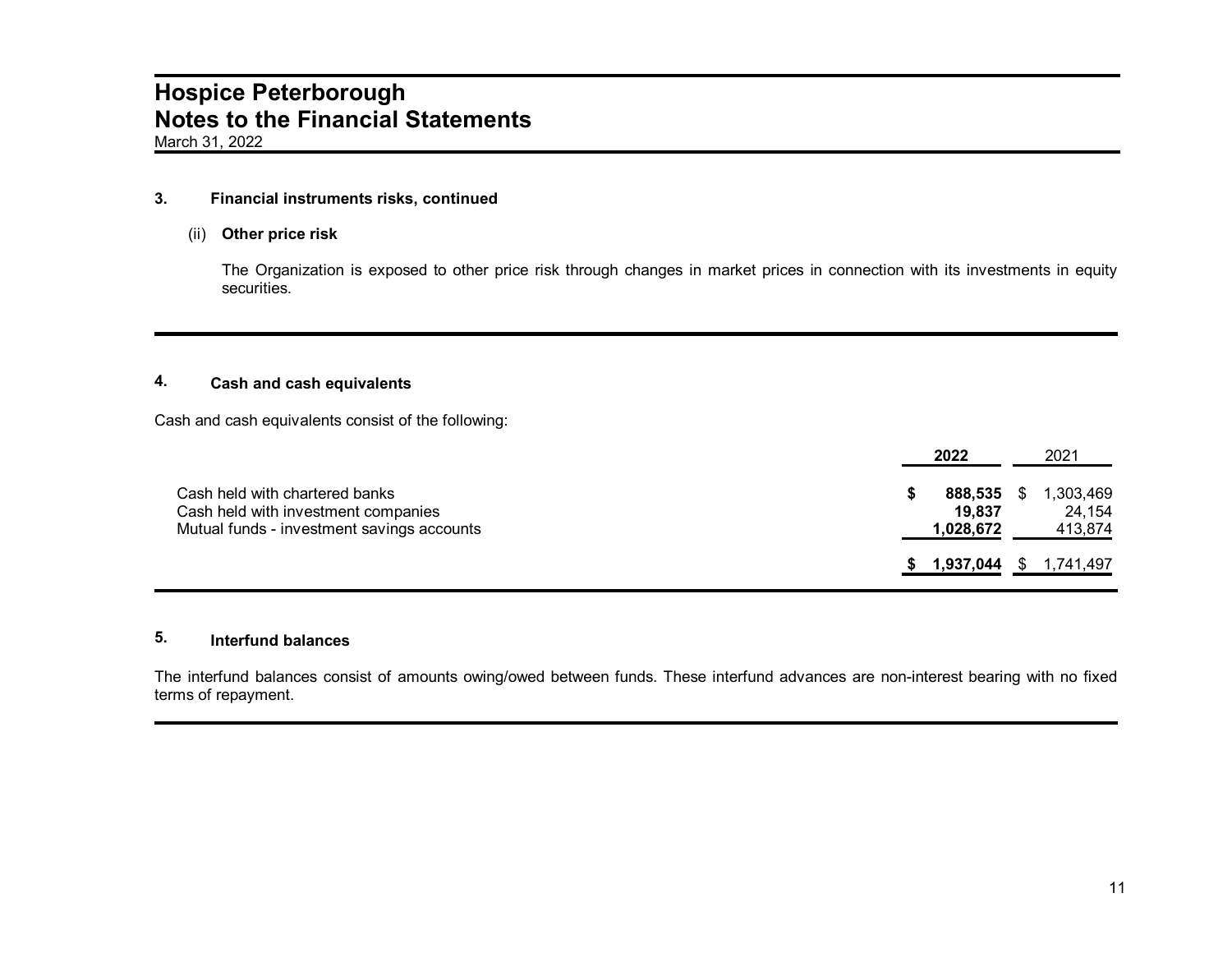## 3. Financial instruments risks, continued

### (ii) Other price risk

The Organization is exposed to other price risk through changes in market prices in connection with its investments in equity securities.

## 4. Cash and cash equivalents

Cash and cash equivalents consist of the following:

| | **2022** | 2021 |
|---|---|---|
| Cash held with chartered banks | **$ 888,535** | $ 1,303,469 |
| Cash held with investment companies | **19,837** | 24,154 |
| Mutual funds - investment savings accounts | **1,028,672** | 413,874 |
| | **$ 1,937,044** | $ 1,741,497 |

## 5. Interfund balances

The interfund balances consist of amounts owing/owed between funds. These interfund advances are non-interest bearing with no fixed terms of repayment.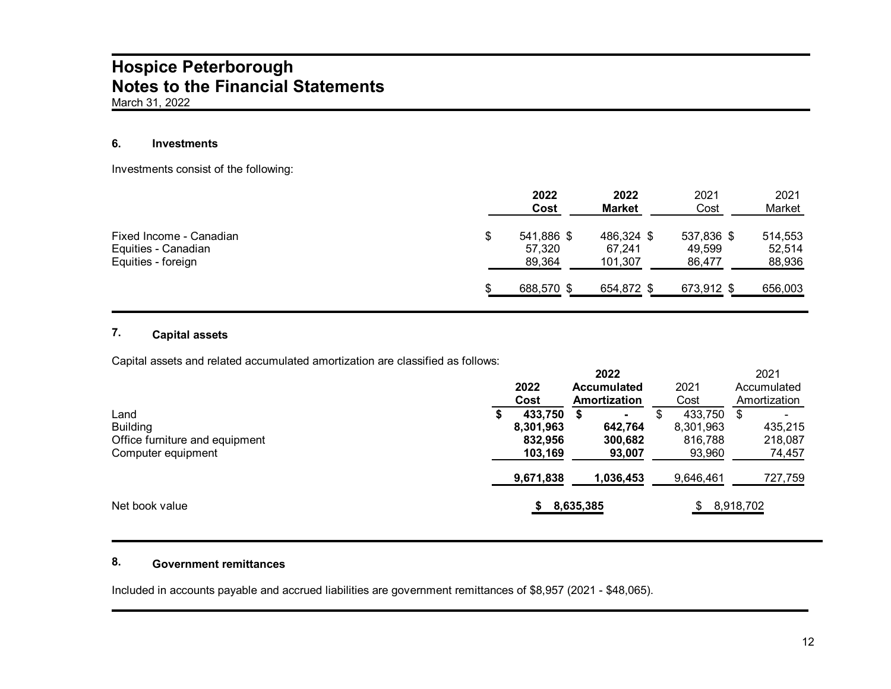# Hospice Peterborough
# Notes to the Financial Statements
March 31, 2022

### 6. Investments

Investments consist of the following:

| | 2022 Cost | 2022 Market | 2021 Cost | 2021 Market |
|---|---|---|---|---|
| Fixed Income - Canadian | $ 541,886 | $ 486,324 | $ 537,836 | $ 514,553 |
| Equities - Canadian | 57,320 | 67,241 | 49,599 | 52,514 |
| Equities - foreign | 89,364 | 101,307 | 86,477 | 88,936 |
| | $ 688,570 | $ 654,872 | $ 673,912 | $ 656,003 |

### 7. Capital assets

Capital assets and related accumulated amortization are classified as follows:

| | **2022 Cost** | **2022 Accumulated Amortization** | 2021 Cost | 2021 Accumulated Amortization |
|---|---|---|---|---|
| Land | **$ 433,750** | **$ -** | $ 433,750 | $ - |
| Building | **8,301,963** | **642,764** | 8,301,963 | 435,215 |
| Office furniture and equipment | **832,956** | **300,682** | 816,788 | 218,087 |
| Computer equipment | **103,169** | **93,007** | 93,960 | 74,457 |
| | **9,671,838** | **1,036,453** | 9,646,461 | 727,759 |
| Net book value | | **$ 8,635,385** | | $ 8,918,702 |

### 8. Government remittances

Included in accounts payable and accrued liabilities are government remittances of $8,957 (2021 - $48,065).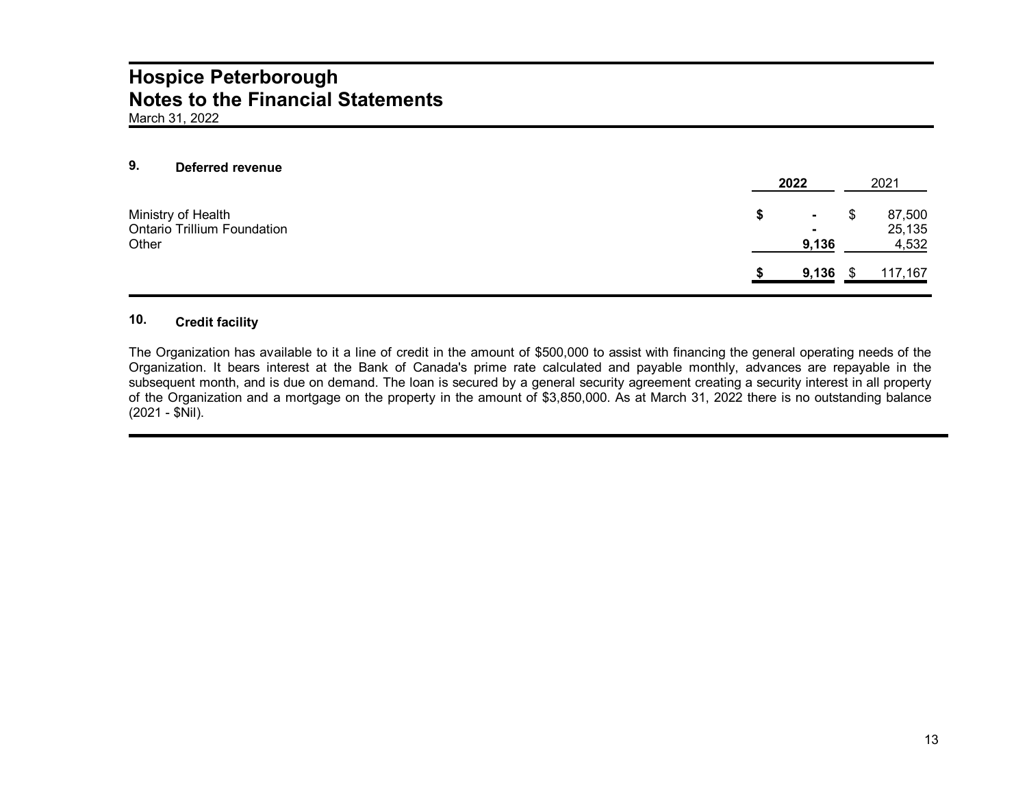# Hospice Peterborough
# Notes to the Financial Statements
March 31, 2022

## 9. Deferred revenue

| | **2022** | 2021 |
|---|---|---|
| Ministry of Health | **$ -** | $ 87,500 |
| Ontario Trillium Foundation | **-** | 25,135 |
| Other | **9,136** | 4,532 |
| | **$ 9,136** | $ 117,167 |

## 10. Credit facility

The Organization has available to it a line of credit in the amount of $500,000 to assist with financing the general operating needs of the Organization. It bears interest at the Bank of Canada's prime rate calculated and payable monthly, advances are repayable in the subsequent month, and is due on demand. The loan is secured by a general security agreement creating a security interest in all property of the Organization and a mortgage on the property in the amount of $3,850,000. As at March 31, 2022 there is no outstanding balance (2021 - $Nil).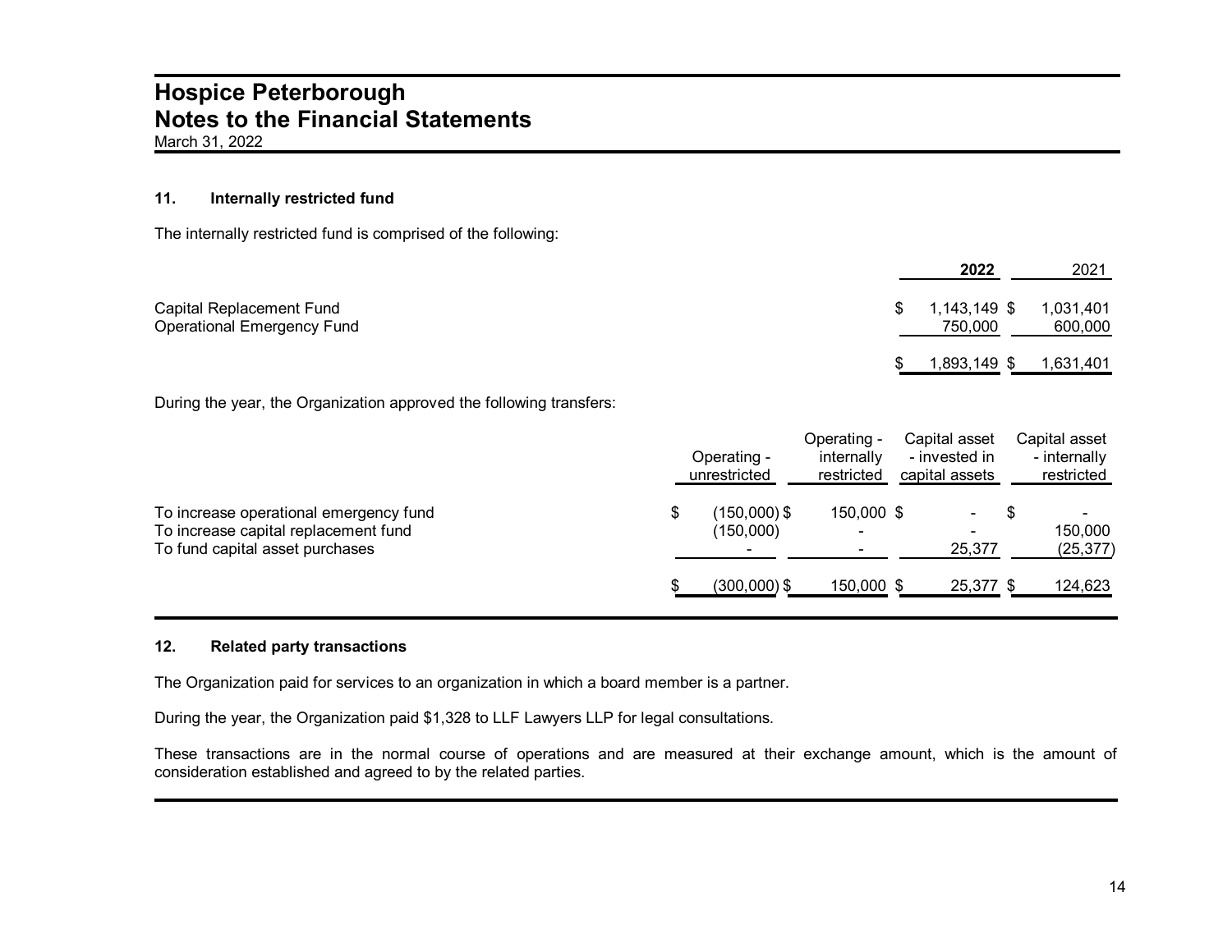# Hospice Peterborough
## Notes to the Financial Statements
March 31, 2022

### 11. Internally restricted fund

The internally restricted fund is comprised of the following:

| | 2022 | 2021 |
|---|---|---|
| Capital Replacement Fund | $ 1,143,149 | $ 1,031,401 |
| Operational Emergency Fund | 750,000 | 600,000 |
| | $ 1,893,149 | $ 1,631,401 |

During the year, the Organization approved the following transfers:

| | Operating - unrestricted | Operating - internally restricted | Capital asset - invested in capital assets | Capital asset - internally restricted |
|---|---|---|---|---|
| To increase operational emergency fund | $ (150,000) | $ 150,000 | $ - | $ - |
| To increase capital replacement fund | (150,000) | - | - | 150,000 |
| To fund capital asset purchases | - | - | 25,377 | (25,377) |
| | $ (300,000) | $ 150,000 | $ 25,377 | $ 124,623 |

### 12. Related party transactions

The Organization paid for services to an organization in which a board member is a partner.

During the year, the Organization paid $1,328 to LLF Lawyers LLP for legal consultations.

These transactions are in the normal course of operations and are measured at their exchange amount, which is the amount of consideration established and agreed to by the related parties.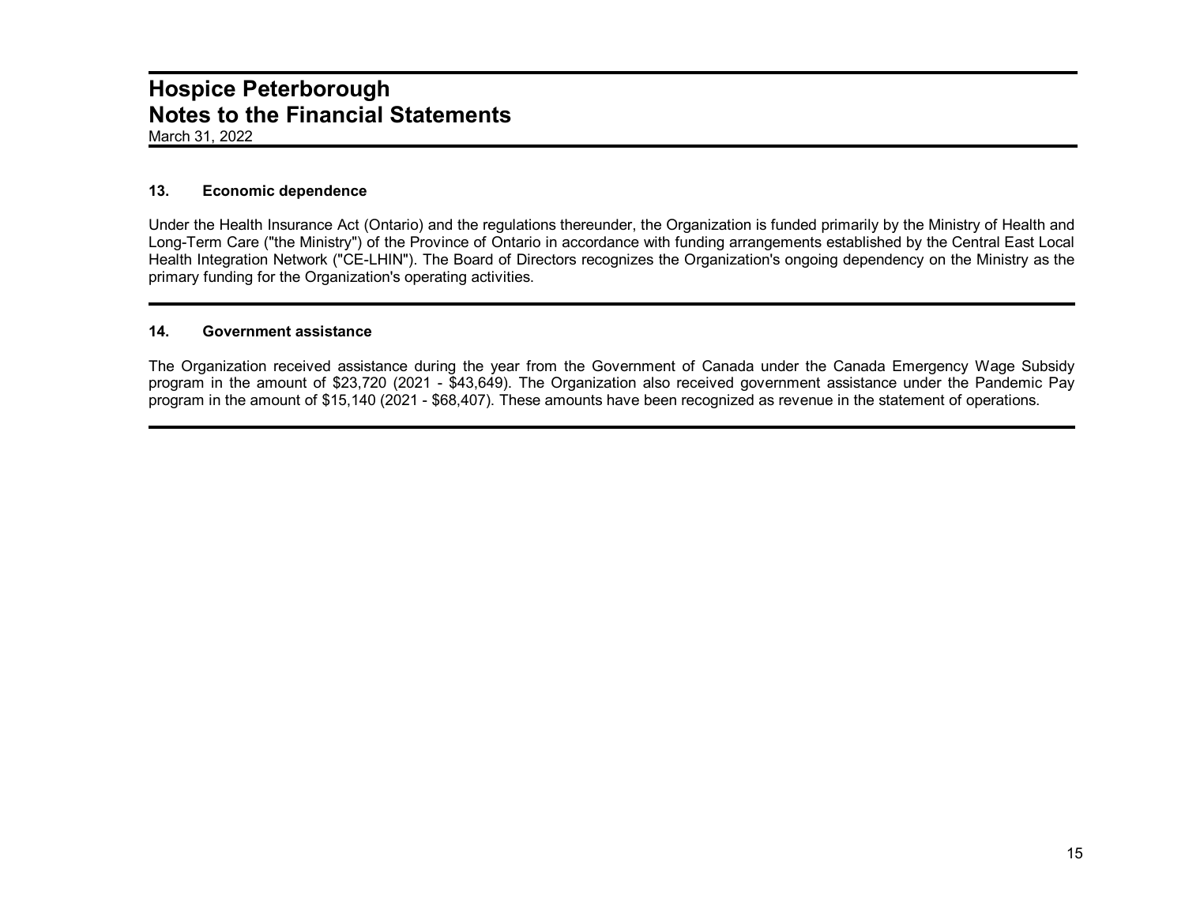# Hospice Peterborough
# Notes to the Financial Statements
March 31, 2022

### 13. Economic dependence

Under the Health Insurance Act (Ontario) and the regulations thereunder, the Organization is funded primarily by the Ministry of Health and Long-Term Care ("the Ministry") of the Province of Ontario in accordance with funding arrangements established by the Central East Local Health Integration Network ("CE-LHIN"). The Board of Directors recognizes the Organization's ongoing dependency on the Ministry as the primary funding for the Organization's operating activities.

### 14. Government assistance

The Organization received assistance during the year from the Government of Canada under the Canada Emergency Wage Subsidy program in the amount of $23,720 (2021 - $43,649). The Organization also received government assistance under the Pandemic Pay program in the amount of $15,140 (2021 - $68,407). These amounts have been recognized as revenue in the statement of operations.